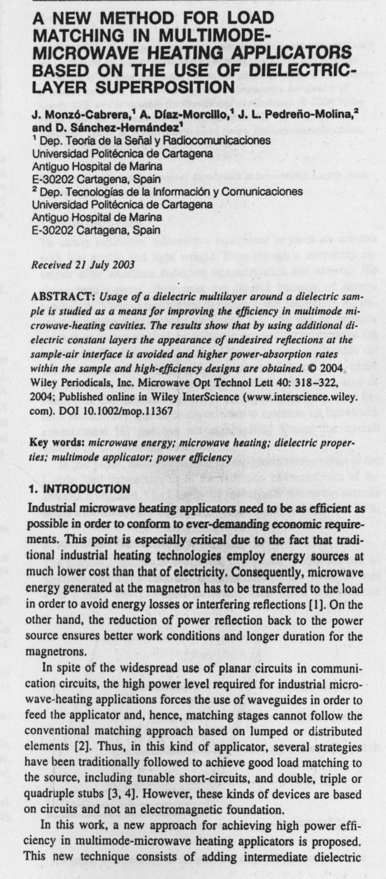# A NEW METHOD FOR LOAD MATCHING IN MULTIMODE-MICROWAVE HEATING APPLICATORS BASED ON THE USE OF DIELECTRIC-LAYER SUPERPOSITION

**J. Monzó-Cabrera,[1] A. Díaz-Morcillo,[1] J. L. Pedreño-Molina,[2] and D. Sánchez-Hernández[1]**

[1] Dep. Teoría de la Señal y Radiocomunicaciones
Universidad Politécnica de Cartagena
Antiguo Hospital de Marina
E-30202 Cartagena, Spain

[2] Dep. Tecnologías de la Información y Comunicaciones
Universidad Politécnica de Cartagena
Antiguo Hospital de Marina
E-30202 Cartagena, Spain

*Received 21 July 2003*

**ABSTRACT:** *Usage of a dielectric multilayer around a dielectric sample is studied as a means for improving the efficiency in multimode microwave-heating cavities. The results show that by using additional dielectric constant layers the appearance of undesired reflections at the sample-air interface is avoided and higher power-absorption rates within the sample and high-efficiency designs are obtained.* © 2004 Wiley Periodicals, Inc. Microwave Opt Technol Lett 40: 318–322, 2004; Published online in Wiley InterScience (www.interscience.wiley.com). DOI 10.1002/mop.11367

**Key words:** *microwave energy; microwave heating; dielectric properties; multimode applicator; power efficiency*

## 1. INTRODUCTION

Industrial microwave heating applicators need to be as efficient as possible in order to conform to ever-demanding economic requirements. This point is especially critical due to the fact that traditional industrial heating technologies employ energy sources at much lower cost than that of electricity. Consequently, microwave energy generated at the magnetron has to be transferred to the load in order to avoid energy losses or interfering reflections [1]. On the other hand, the reduction of power reflection back to the power source ensures better work conditions and longer duration for the magnetrons.

In spite of the widespread use of planar circuits in communication circuits, the high power level required for industrial microwave-heating applications forces the use of waveguides in order to feed the applicator and, hence, matching stages cannot follow the conventional matching approach based on lumped or distributed elements [2]. Thus, in this kind of applicator, several strategies have been traditionally followed to achieve good load matching to the source, including tunable short-circuits, and double, triple or quadruple stubs [3, 4]. However, these kinds of devices are based on circuits and not an electromagnetic foundation.

In this work, a new approach for achieving high power efficiency in multimode-microwave heating applicators is proposed. This new technique consists of adding intermediate dielectric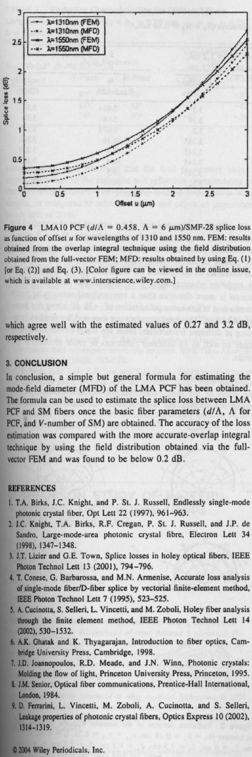Splice loss (dB)

3

2.5

2

1.5

1

0.5

0

0 0.5 1 1.5 2 2.5 3

Offset u (μm)

λ=1310nm (FEM)

λ=1310nm (MFD)

λ=1550nm (FEM)

λ=1550nm (MFD)

**Figure 4** LMA10 PCF ($d/\Lambda = 0.458$, $\Lambda = 6$ μm)/SMF-28 splice loss as function of offset $u$ for wavelengths of 1310 and 1550 nm. FEM: results obtained from the overlap integral technique using the field distribution obtained from the full-vector FEM; MFD: results obtained by using Eq. (1) [or Eq. (2)] and Eq. (3). [Color figure can be viewed in the online issue, which is available at www.interscience.wiley.com.]

which agree well with the estimated values of 0.27 and 3.2 dB, respectively.

## 3. CONCLUSION

In conclusion, a simple but general formula for estimating the mode-field diameter (MFD) of the LMA PCF has been obtained. The formula can be used to estimate the splice loss between LMA PCF and SM fibers once the basic fiber parameters ($d/\Lambda$, $\Lambda$ for PCF, and $V$-number of SM) are obtained. The accuracy of the loss estimation was compared with the more accurate-overlap integral technique by using the field distribution obtained via the full-vector FEM and was found to be below 0.2 dB.

## REFERENCES

1. T.A. Birks, J.C. Knight, and P. St. J. Russell, Endlessly single-mode photonic crystal fiber, Opt Lett 22 (1997), 961–963.
2. J.C. Knight, T.A. Birks, R.F. Cregan, P. St. J. Russell, and J.P. de Sandro, Large-mode-area photonic crystal fibre, Electron Lett 34 (1998), 1347–1348.
3. J.T. Lizier and G.E. Town, Splice losses in holey optical fibers, IEEE Photon Technol Lett 13 (2001), 794–796.
4. T. Conese, G. Barbarossa, and M.N. Armenise, Accurate loss analysis of single-mode fiber/D-fiber splice by vectorial finite-element method, IEEE Photon Technol Lett 7 (1995), 523–525.
5. A. Cucinotta, S. Selleri, L. Vincetti, and M. Zoboli, Holey fiber analysis through the finite element method, IEEE Photon Technol Lett 14 (2002), 530–1532.
6. A.K. Ghatak and K. Thyagarajan, Introduction to fiber optics, Cambridge University Press, Cambridge, 1998.
7. J.D. Joannopoulos, R.D. Meade, and J.N. Winn, Photonic crystals: Molding the flow of light, Princeton University Press, Princeton, 1995.
8. J.M. Senior, Optical fiber communications, Prentice-Hall International, London, 1984.
9. D. Ferrarini, L. Vincetti, M. Zoboli, A. Cucinotta, and S. Selleri, Leakage properties of photonic crystal fibers, Optics Express 10 (2002), 1314–1319.

© 2004 Wiley Periodicals, Inc.